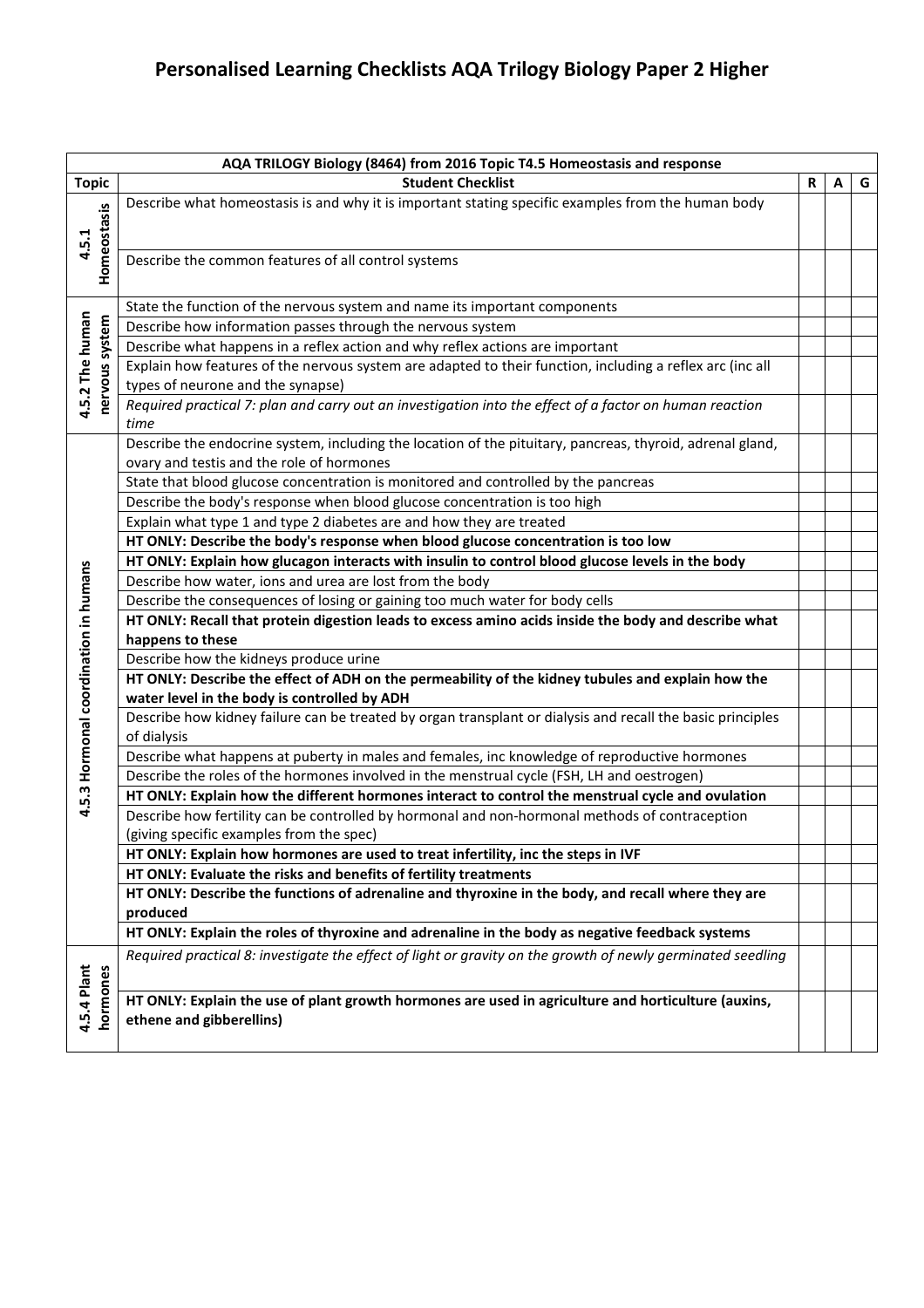# Personalised Learning Checklists AQA Trilogy Biology Paper 2 Higher

| AQA TRILOGY Biology (8464) from 2016 Topic T4.5 Homeostasis and response | | | | |
|---|---|---|---|---|
| **Topic** | **Student Checklist** | **R** | **A** | **G** |
| 4.5.1 Homeostasis | Describe what homeostasis is and why it is important stating specific examples from the human body | | | |
| | Describe the common features of all control systems | | | |
| 4.5.2 The human nervous system | State the function of the nervous system and name its important components | | | |
| | Describe how information passes through the nervous system | | | |
| | Describe what happens in a reflex action and why reflex actions are important | | | |
| | Explain how features of the nervous system are adapted to their function, including a reflex arc (inc all types of neurone and the synapse) | | | |
| | *Required practical 7: plan and carry out an investigation into the effect of a factor on human reaction time* | | | |
| 4.5.3 Hormonal coordination in humans | Describe the endocrine system, including the location of the pituitary, pancreas, thyroid, adrenal gland, ovary and testis and the role of hormones | | | |
| | State that blood glucose concentration is monitored and controlled by the pancreas | | | |
| | Describe the body's response when blood glucose concentration is too high | | | |
| | Explain what type 1 and type 2 diabetes are and how they are treated | | | |
| | **HT ONLY: Describe the body's response when blood glucose concentration is too low** | | | |
| | **HT ONLY: Explain how glucagon interacts with insulin to control blood glucose levels in the body** | | | |
| | Describe how water, ions and urea are lost from the body | | | |
| | Describe the consequences of losing or gaining too much water for body cells | | | |
| | **HT ONLY: Recall that protein digestion leads to excess amino acids inside the body and describe what happens to these** | | | |
| | Describe how the kidneys produce urine | | | |
| | **HT ONLY: Describe the effect of ADH on the permeability of the kidney tubules and explain how the water level in the body is controlled by ADH** | | | |
| | Describe how kidney failure can be treated by organ transplant or dialysis and recall the basic principles of dialysis | | | |
| | Describe what happens at puberty in males and females, inc knowledge of reproductive hormones | | | |
| | Describe the roles of the hormones involved in the menstrual cycle (FSH, LH and oestrogen) | | | |
| | **HT ONLY: Explain how the different hormones interact to control the menstrual cycle and ovulation** | | | |
| | Describe how fertility can be controlled by hormonal and non-hormonal methods of contraception (giving specific examples from the spec) | | | |
| | **HT ONLY: Explain how hormones are used to treat infertility, inc the steps in IVF** | | | |
| | **HT ONLY: Evaluate the risks and benefits of fertility treatments** | | | |
| | **HT ONLY: Describe the functions of adrenaline and thyroxine in the body, and recall where they are produced** | | | |
| | **HT ONLY: Explain the roles of thyroxine and adrenaline in the body as negative feedback systems** | | | |
| 4.5.4 Plant hormones | *Required practical 8: investigate the effect of light or gravity on the growth of newly germinated seedling* | | | |
| | **HT ONLY: Explain the use of plant growth hormones are used in agriculture and horticulture (auxins, ethene and gibberellins)** | | | |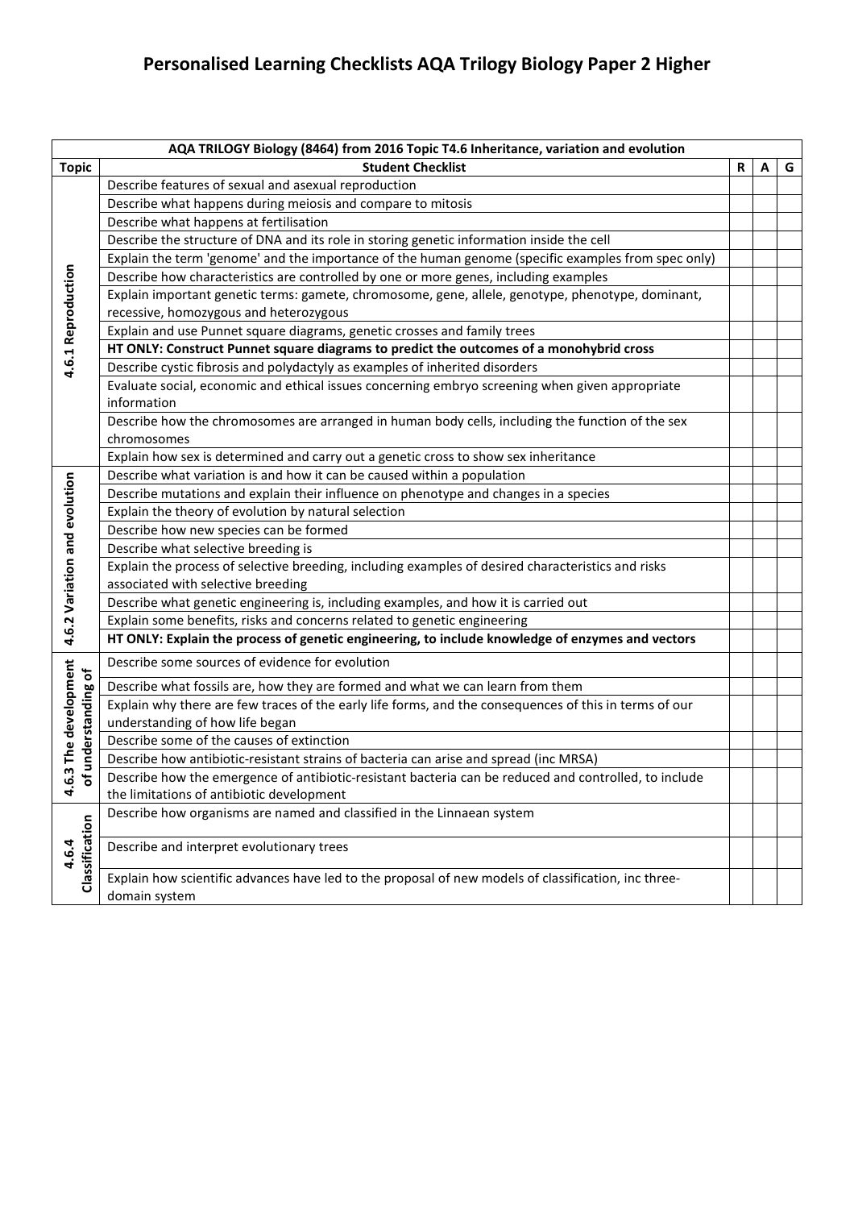# Personalised Learning Checklists AQA Trilogy Biology Paper 2 Higher

| AQA TRILOGY Biology (8464) from 2016 Topic T4.6 Inheritance, variation and evolution | | | | |
|---|---|---|---|---|
| **Topic** | **Student Checklist** | **R** | **A** | **G** |
| 4.6.1 Reproduction | Describe features of sexual and asexual reproduction | | | |
| | Describe what happens during meiosis and compare to mitosis | | | |
| | Describe what happens at fertilisation | | | |
| | Describe the structure of DNA and its role in storing genetic information inside the cell | | | |
| | Explain the term 'genome' and the importance of the human genome (specific examples from spec only) | | | |
| | Describe how characteristics are controlled by one or more genes, including examples | | | |
| | Explain important genetic terms: gamete, chromosome, gene, allele, genotype, phenotype, dominant, recessive, homozygous and heterozygous | | | |
| | Explain and use Punnet square diagrams, genetic crosses and family trees | | | |
| | **HT ONLY: Construct Punnet square diagrams to predict the outcomes of a monohybrid cross** | | | |
| | Describe cystic fibrosis and polydactyly as examples of inherited disorders | | | |
| | Evaluate social, economic and ethical issues concerning embryo screening when given appropriate information | | | |
| | Describe how the chromosomes are arranged in human body cells, including the function of the sex chromosomes | | | |
| | Explain how sex is determined and carry out a genetic cross to show sex inheritance | | | |
| 4.6.2 Variation and evolution | Describe what variation is and how it can be caused within a population | | | |
| | Describe mutations and explain their influence on phenotype and changes in a species | | | |
| | Explain the theory of evolution by natural selection | | | |
| | Describe how new species can be formed | | | |
| | Describe what selective breeding is | | | |
| | Explain the process of selective breeding, including examples of desired characteristics and risks associated with selective breeding | | | |
| | Describe what genetic engineering is, including examples, and how it is carried out | | | |
| | Explain some benefits, risks and concerns related to genetic engineering | | | |
| | **HT ONLY: Explain the process of genetic engineering, to include knowledge of enzymes and vectors** | | | |
| 4.6.3 The development of understanding of | Describe some sources of evidence for evolution | | | |
| | Describe what fossils are, how they are formed and what we can learn from them | | | |
| | Explain why there are few traces of the early life forms, and the consequences of this in terms of our understanding of how life began | | | |
| | Describe some of the causes of extinction | | | |
| | Describe how antibiotic-resistant strains of bacteria can arise and spread (inc MRSA) | | | |
| | Describe how the emergence of antibiotic-resistant bacteria can be reduced and controlled, to include the limitations of antibiotic development | | | |
| 4.6.4 Classification | Describe how organisms are named and classified in the Linnaean system | | | |
| | Describe and interpret evolutionary trees | | | |
| | Explain how scientific advances have led to the proposal of new models of classification, inc three-domain system | | | |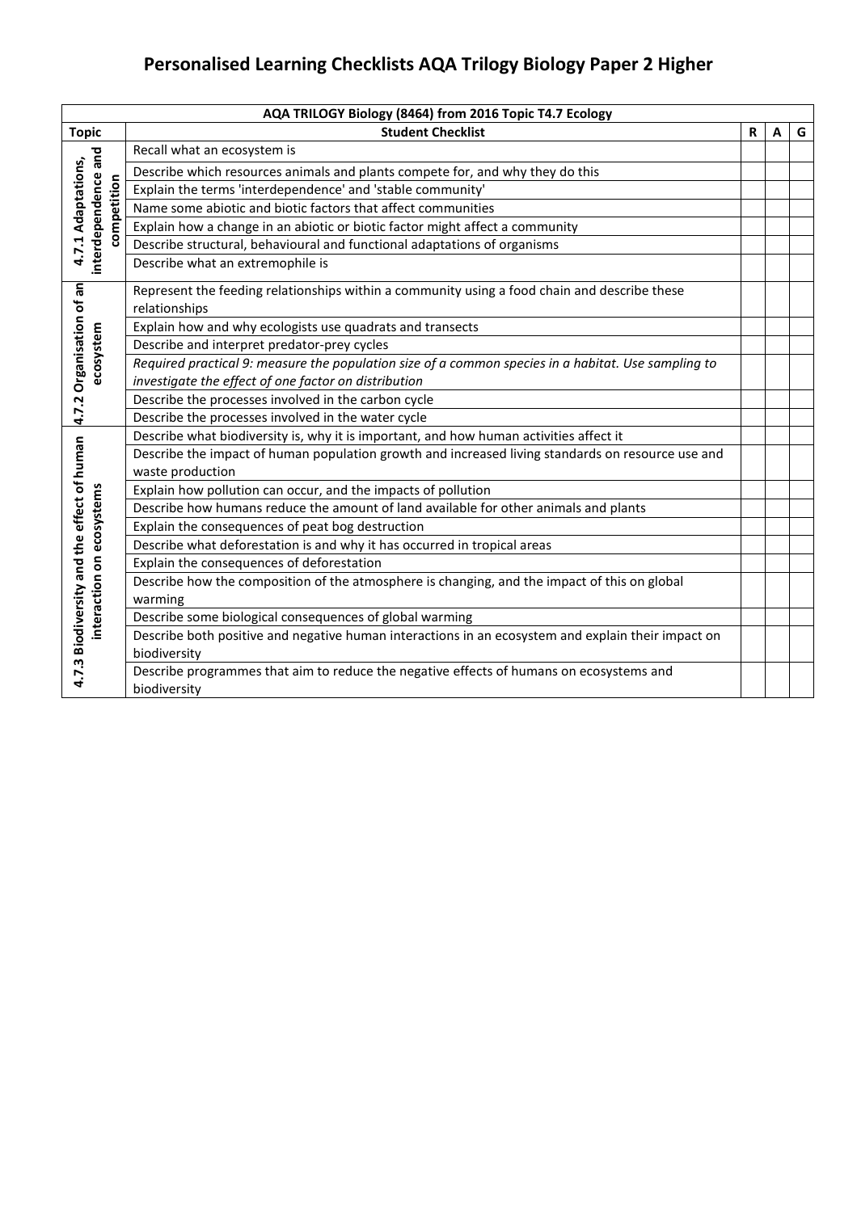# Personalised Learning Checklists AQA Trilogy Biology Paper 2 Higher

| AQA TRILOGY Biology (8464) from 2016 Topic T4.7 Ecology | | | | |
|---|---|---|---|---|
| **Topic** | **Student Checklist** | **R** | **A** | **G** |
| **4.7.1 Adaptations, interdependence and competition** | Recall what an ecosystem is | | | |
| | Describe which resources animals and plants compete for, and why they do this | | | |
| | Explain the terms 'interdependence' and 'stable community' | | | |
| | Name some abiotic and biotic factors that affect communities | | | |
| | Explain how a change in an abiotic or biotic factor might affect a community | | | |
| | Describe structural, behavioural and functional adaptations of organisms | | | |
| | Describe what an extremophile is | | | |
| **4.7.2 Organisation of an ecosystem** | Represent the feeding relationships within a community using a food chain and describe these relationships | | | |
| | Explain how and why ecologists use quadrats and transects | | | |
| | Describe and interpret predator-prey cycles | | | |
| | *Required practical 9: measure the population size of a common species in a habitat. Use sampling to investigate the effect of one factor on distribution* | | | |
| | Describe the processes involved in the carbon cycle | | | |
| | Describe the processes involved in the water cycle | | | |
| **4.7.3 Biodiversity and the effect of human interaction on ecosystems** | Describe what biodiversity is, why it is important, and how human activities affect it | | | |
| | Describe the impact of human population growth and increased living standards on resource use and waste production | | | |
| | Explain how pollution can occur, and the impacts of pollution | | | |
| | Describe how humans reduce the amount of land available for other animals and plants | | | |
| | Explain the consequences of peat bog destruction | | | |
| | Describe what deforestation is and why it has occurred in tropical areas | | | |
| | Explain the consequences of deforestation | | | |
| | Describe how the composition of the atmosphere is changing, and the impact of this on global warming | | | |
| | Describe some biological consequences of global warming | | | |
| | Describe both positive and negative human interactions in an ecosystem and explain their impact on biodiversity | | | |
| | Describe programmes that aim to reduce the negative effects of humans on ecosystems and biodiversity | | | |